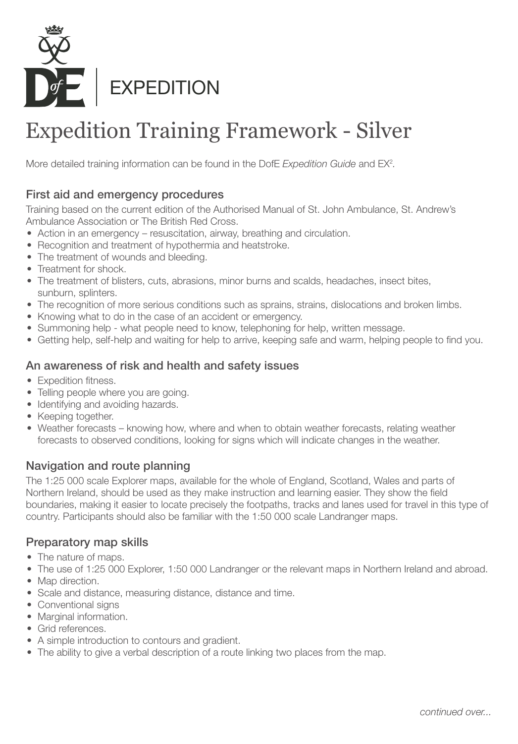EXPEDITION

# Expedition Training Framework - Silver

More detailed training information can be found in the DofE *Expedition Guide* and EX[2].

## First aid and emergency procedures

Training based on the current edition of the Authorised Manual of St. John Ambulance, St. Andrew's Ambulance Association or The British Red Cross.

- Action in an emergency – resuscitation, airway, breathing and circulation.
- Recognition and treatment of hypothermia and heatstroke.
- The treatment of wounds and bleeding.
- Treatment for shock.
- The treatment of blisters, cuts, abrasions, minor burns and scalds, headaches, insect bites, sunburn, splinters.
- The recognition of more serious conditions such as sprains, strains, dislocations and broken limbs.
- Knowing what to do in the case of an accident or emergency.
- Summoning help - what people need to know, telephoning for help, written message.
- Getting help, self-help and waiting for help to arrive, keeping safe and warm, helping people to find you.

## An awareness of risk and health and safety issues

- Expedition fitness.
- Telling people where you are going.
- Identifying and avoiding hazards.
- Keeping together.
- Weather forecasts – knowing how, where and when to obtain weather forecasts, relating weather forecasts to observed conditions, looking for signs which will indicate changes in the weather.

## Navigation and route planning

The 1:25 000 scale Explorer maps, available for the whole of England, Scotland, Wales and parts of Northern Ireland, should be used as they make instruction and learning easier. They show the field boundaries, making it easier to locate precisely the footpaths, tracks and lanes used for travel in this type of country. Participants should also be familiar with the 1:50 000 scale Landranger maps.

## Preparatory map skills

- The nature of maps.
- The use of 1:25 000 Explorer, 1:50 000 Landranger or the relevant maps in Northern Ireland and abroad.
- Map direction.
- Scale and distance, measuring distance, distance and time.
- Conventional signs
- Marginal information.
- Grid references.
- A simple introduction to contours and gradient.
- The ability to give a verbal description of a route linking two places from the map.

*continued over...*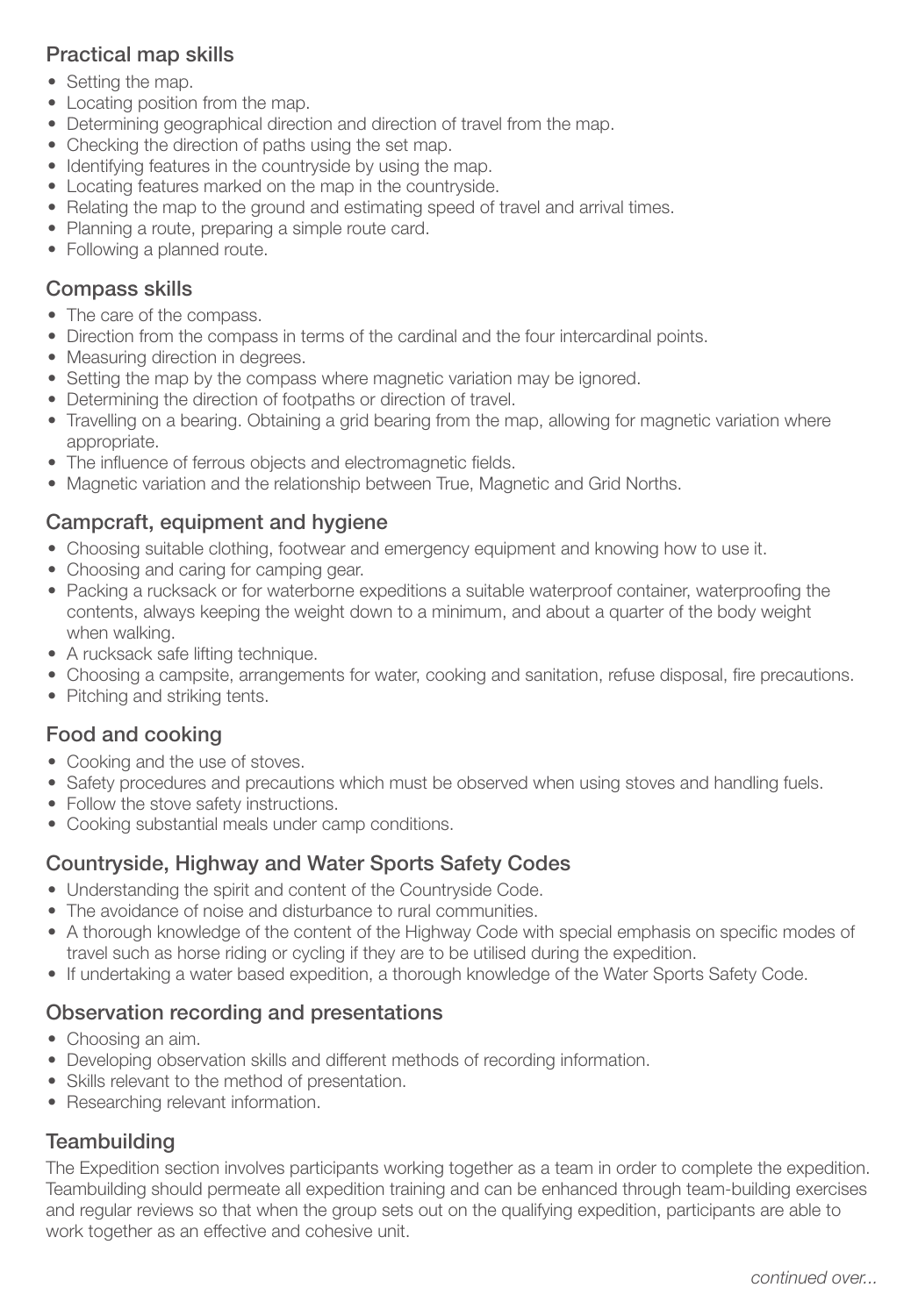## Practical map skills

- Setting the map.
- Locating position from the map.
- Determining geographical direction and direction of travel from the map.
- Checking the direction of paths using the set map.
- Identifying features in the countryside by using the map.
- Locating features marked on the map in the countryside.
- Relating the map to the ground and estimating speed of travel and arrival times.
- Planning a route, preparing a simple route card.
- Following a planned route.

## Compass skills

- The care of the compass.
- Direction from the compass in terms of the cardinal and the four intercardinal points.
- Measuring direction in degrees.
- Setting the map by the compass where magnetic variation may be ignored.
- Determining the direction of footpaths or direction of travel.
- Travelling on a bearing. Obtaining a grid bearing from the map, allowing for magnetic variation where appropriate.
- The influence of ferrous objects and electromagnetic fields.
- Magnetic variation and the relationship between True, Magnetic and Grid Norths.

## Campcraft, equipment and hygiene

- Choosing suitable clothing, footwear and emergency equipment and knowing how to use it.
- Choosing and caring for camping gear.
- Packing a rucksack or for waterborne expeditions a suitable waterproof container, waterproofing the contents, always keeping the weight down to a minimum, and about a quarter of the body weight when walking.
- A rucksack safe lifting technique.
- Choosing a campsite, arrangements for water, cooking and sanitation, refuse disposal, fire precautions.
- Pitching and striking tents.

## Food and cooking

- Cooking and the use of stoves.
- Safety procedures and precautions which must be observed when using stoves and handling fuels.
- Follow the stove safety instructions.
- Cooking substantial meals under camp conditions.

## Countryside, Highway and Water Sports Safety Codes

- Understanding the spirit and content of the Countryside Code.
- The avoidance of noise and disturbance to rural communities.
- A thorough knowledge of the content of the Highway Code with special emphasis on specific modes of travel such as horse riding or cycling if they are to be utilised during the expedition.
- If undertaking a water based expedition, a thorough knowledge of the Water Sports Safety Code.

## Observation recording and presentations

- Choosing an aim.
- Developing observation skills and different methods of recording information.
- Skills relevant to the method of presentation.
- Researching relevant information.

## Teambuilding

The Expedition section involves participants working together as a team in order to complete the expedition. Teambuilding should permeate all expedition training and can be enhanced through team-building exercises and regular reviews so that when the group sets out on the qualifying expedition, participants are able to work together as an effective and cohesive unit.

*continued over...*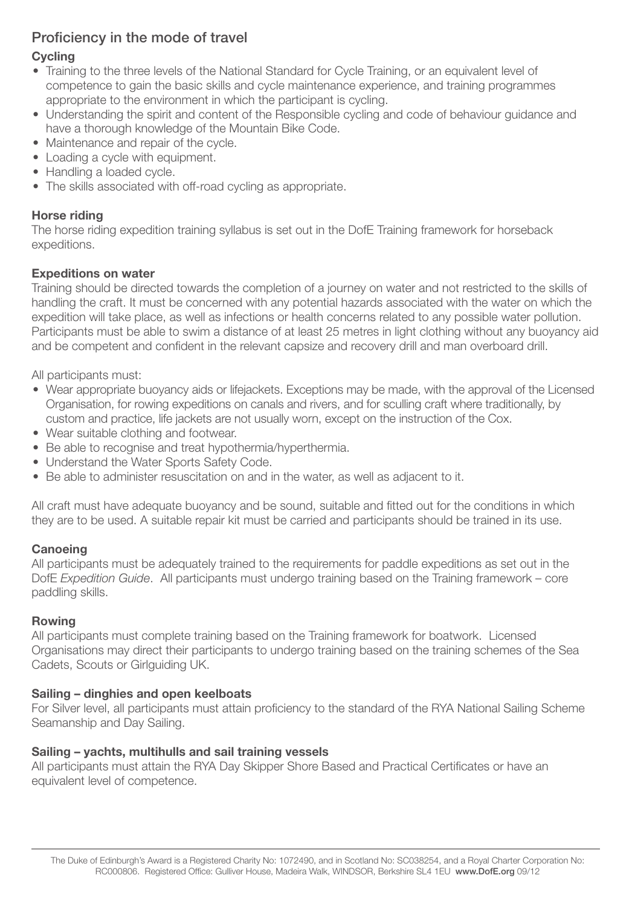## Proficiency in the mode of travel

### Cycling

- Training to the three levels of the National Standard for Cycle Training, or an equivalent level of competence to gain the basic skills and cycle maintenance experience, and training programmes appropriate to the environment in which the participant is cycling.
- Understanding the spirit and content of the Responsible cycling and code of behaviour guidance and have a thorough knowledge of the Mountain Bike Code.
- Maintenance and repair of the cycle.
- Loading a cycle with equipment.
- Handling a loaded cycle.
- The skills associated with off-road cycling as appropriate.

### Horse riding

The horse riding expedition training syllabus is set out in the DofE Training framework for horseback expeditions.

### Expeditions on water

Training should be directed towards the completion of a journey on water and not restricted to the skills of handling the craft. It must be concerned with any potential hazards associated with the water on which the expedition will take place, as well as infections or health concerns related to any possible water pollution. Participants must be able to swim a distance of at least 25 metres in light clothing without any buoyancy aid and be competent and confident in the relevant capsize and recovery drill and man overboard drill.

All participants must:

- Wear appropriate buoyancy aids or lifejackets. Exceptions may be made, with the approval of the Licensed Organisation, for rowing expeditions on canals and rivers, and for sculling craft where traditionally, by custom and practice, life jackets are not usually worn, except on the instruction of the Cox.
- Wear suitable clothing and footwear.
- Be able to recognise and treat hypothermia/hyperthermia.
- Understand the Water Sports Safety Code.
- Be able to administer resuscitation on and in the water, as well as adjacent to it.

All craft must have adequate buoyancy and be sound, suitable and fitted out for the conditions in which they are to be used. A suitable repair kit must be carried and participants should be trained in its use.

### Canoeing

All participants must be adequately trained to the requirements for paddle expeditions as set out in the DofE *Expedition Guide*. All participants must undergo training based on the Training framework – core paddling skills.

### Rowing

All participants must complete training based on the Training framework for boatwork. Licensed Organisations may direct their participants to undergo training based on the training schemes of the Sea Cadets, Scouts or Girlguiding UK.

### Sailing – dinghies and open keelboats

For Silver level, all participants must attain proficiency to the standard of the RYA National Sailing Scheme Seamanship and Day Sailing.

### Sailing – yachts, multihulls and sail training vessels

All participants must attain the RYA Day Skipper Shore Based and Practical Certificates or have an equivalent level of competence.

The Duke of Edinburgh's Award is a Registered Charity No: 1072490, and in Scotland No: SC038254, and a Royal Charter Corporation No: RC000806. Registered Office: Gulliver House, Madeira Walk, WINDSOR, Berkshire SL4 1EU **www.DofE.org** 09/12